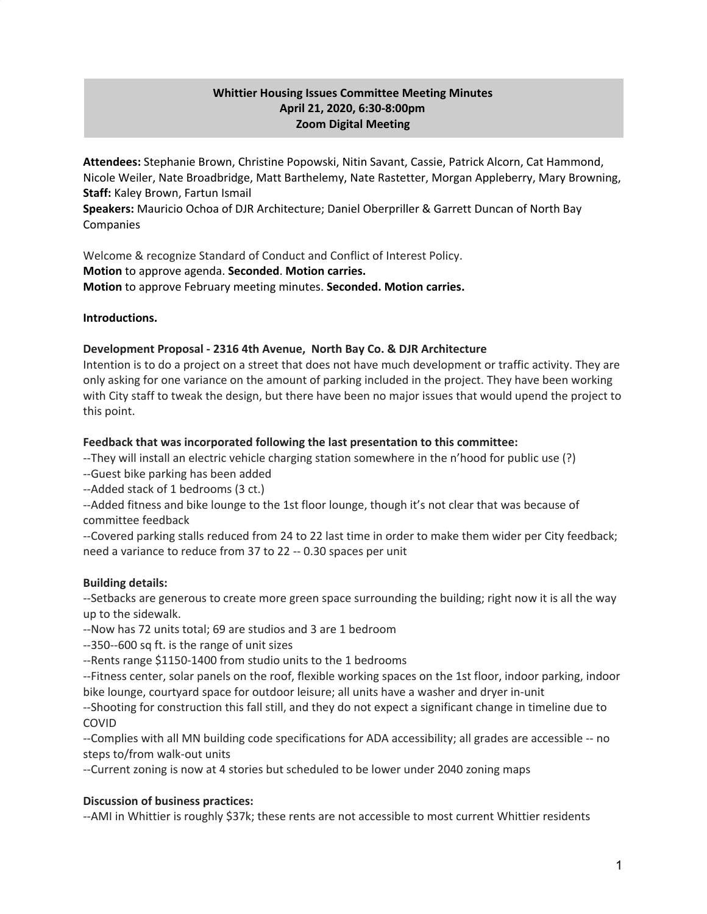**Whittier Housing Issues Committee Meeting Minutes**
**April 21, 2020, 6:30-8:00pm**
**Zoom Digital Meeting**

**Attendees:** Stephanie Brown, Christine Popowski, Nitin Savant, Cassie, Patrick Alcorn, Cat Hammond, Nicole Weiler, Nate Broadbridge, Matt Barthelemy, Nate Rastetter, Morgan Appleberry, Mary Browning,
**Staff:** Kaley Brown, Fartun Ismail
**Speakers:** Mauricio Ochoa of DJR Architecture; Daniel Oberpriller & Garrett Duncan of North Bay Companies

Welcome & recognize Standard of Conduct and Conflict of Interest Policy.
**Motion** to approve agenda. **Seconded**. **Motion carries.**
**Motion** to approve February meeting minutes. **Seconded. Motion carries.**

**Introductions.**

**Development Proposal - 2316 4th Avenue, North Bay Co. & DJR Architecture**
Intention is to do a project on a street that does not have much development or traffic activity. They are only asking for one variance on the amount of parking included in the project. They have been working with City staff to tweak the design, but there have been no major issues that would upend the project to this point.

**Feedback that was incorporated following the last presentation to this committee:**
--They will install an electric vehicle charging station somewhere in the n'hood for public use (?)
--Guest bike parking has been added
--Added stack of 1 bedrooms (3 ct.)
--Added fitness and bike lounge to the 1st floor lounge, though it's not clear that was because of committee feedback
--Covered parking stalls reduced from 24 to 22 last time in order to make them wider per City feedback; need a variance to reduce from 37 to 22 -- 0.30 spaces per unit

**Building details:**
--Setbacks are generous to create more green space surrounding the building; right now it is all the way up to the sidewalk.
--Now has 72 units total; 69 are studios and 3 are 1 bedroom
--350--600 sq ft. is the range of unit sizes
--Rents range $1150-1400 from studio units to the 1 bedrooms
--Fitness center, solar panels on the roof, flexible working spaces on the 1st floor, indoor parking, indoor bike lounge, courtyard space for outdoor leisure; all units have a washer and dryer in-unit
--Shooting for construction this fall still, and they do not expect a significant change in timeline due to COVID
--Complies with all MN building code specifications for ADA accessibility; all grades are accessible -- no steps to/from walk-out units
--Current zoning is now at 4 stories but scheduled to be lower under 2040 zoning maps

**Discussion of business practices:**
--AMI in Whittier is roughly $37k; these rents are not accessible to most current Whittier residents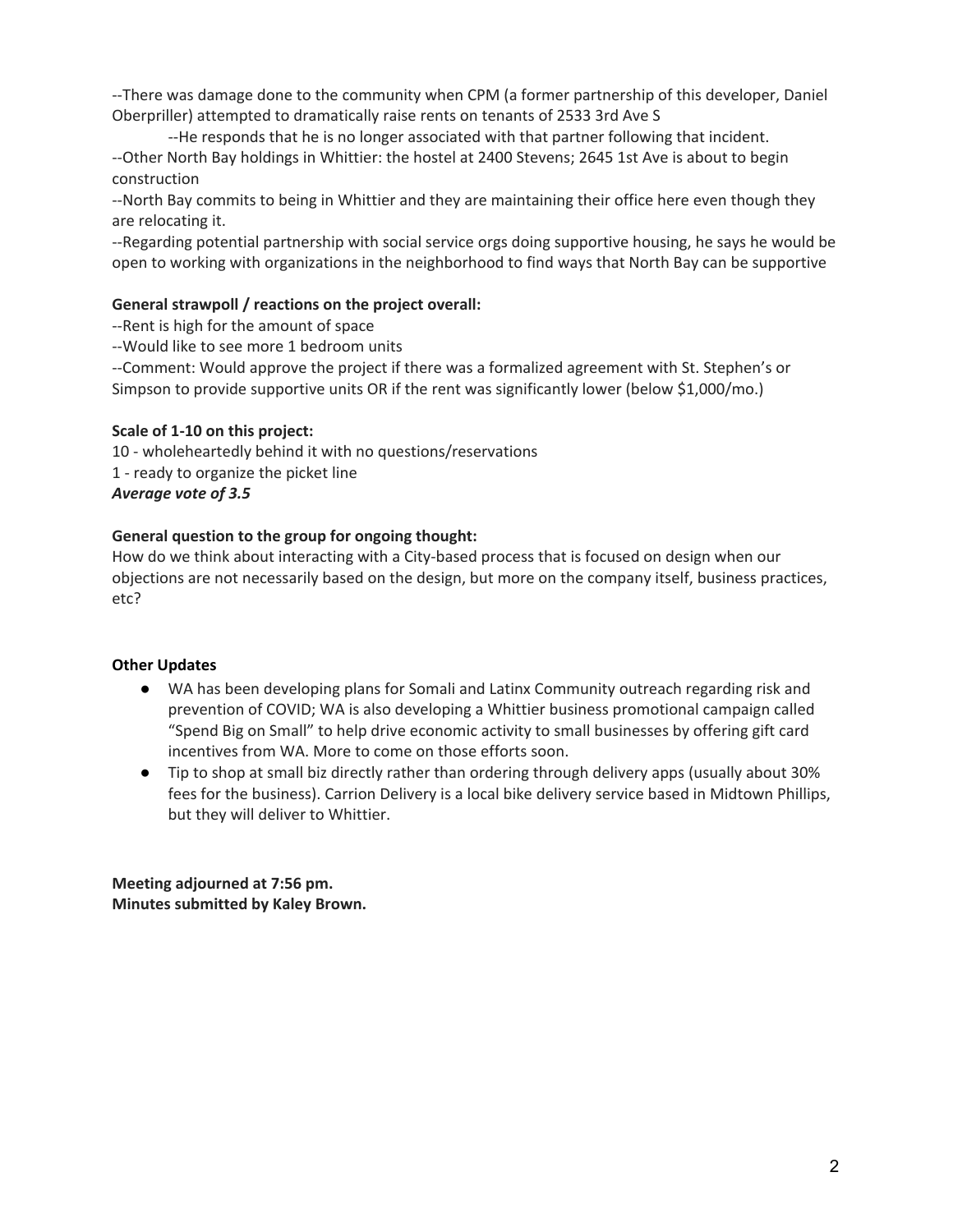--There was damage done to the community when CPM (a former partnership of this developer, Daniel Oberpriller) attempted to dramatically raise rents on tenants of 2533 3rd Ave S

--He responds that he is no longer associated with that partner following that incident.

--Other North Bay holdings in Whittier: the hostel at 2400 Stevens; 2645 1st Ave is about to begin construction

--North Bay commits to being in Whittier and they are maintaining their office here even though they are relocating it.

--Regarding potential partnership with social service orgs doing supportive housing, he says he would be open to working with organizations in the neighborhood to find ways that North Bay can be supportive

**General strawpoll / reactions on the project overall:**

--Rent is high for the amount of space

--Would like to see more 1 bedroom units

--Comment: Would approve the project if there was a formalized agreement with St. Stephen's or Simpson to provide supportive units OR if the rent was significantly lower (below $1,000/mo.)

**Scale of 1-10 on this project:**

10 - wholeheartedly behind it with no questions/reservations

1 - ready to organize the picket line

***Average vote of 3.5***

**General question to the group for ongoing thought:**

How do we think about interacting with a City-based process that is focused on design when our objections are not necessarily based on the design, but more on the company itself, business practices, etc?

**Other Updates**

- WA has been developing plans for Somali and Latinx Community outreach regarding risk and prevention of COVID; WA is also developing a Whittier business promotional campaign called "Spend Big on Small" to help drive economic activity to small businesses by offering gift card incentives from WA. More to come on those efforts soon.
- Tip to shop at small biz directly rather than ordering through delivery apps (usually about 30% fees for the business). Carrion Delivery is a local bike delivery service based in Midtown Phillips, but they will deliver to Whittier.

**Meeting adjourned at 7:56 pm.**
**Minutes submitted by Kaley Brown.**